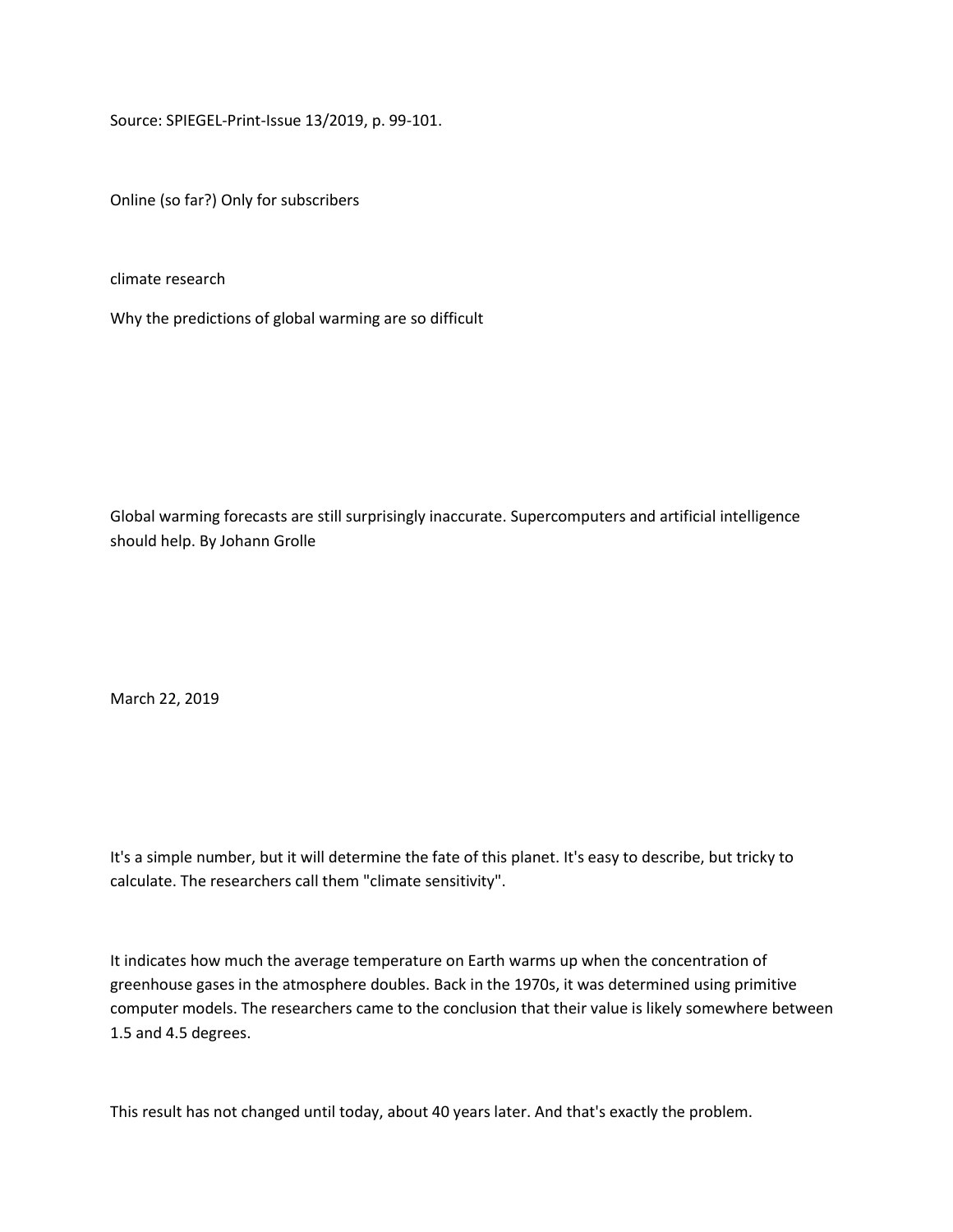Source: SPIEGEL-Print-Issue 13/2019, p. 99-101.

Online (so far?) Only for subscribers

climate research

# Why the predictions of global warming are so difficult

Global warming forecasts are still surprisingly inaccurate. Supercomputers and artificial intelligence should help. By Johann Grolle

March 22, 2019

It's a simple number, but it will determine the fate of this planet. It's easy to describe, but tricky to calculate. The researchers call them "climate sensitivity".

It indicates how much the average temperature on Earth warms up when the concentration of greenhouse gases in the atmosphere doubles. Back in the 1970s, it was determined using primitive computer models. The researchers came to the conclusion that their value is likely somewhere between 1.5 and 4.5 degrees.

This result has not changed until today, about 40 years later. And that's exactly the problem.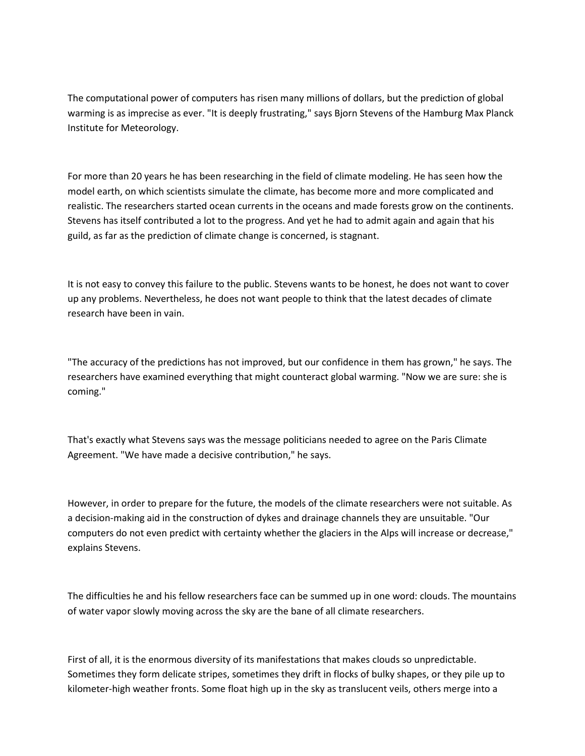The computational power of computers has risen many millions of dollars, but the prediction of global warming is as imprecise as ever. "It is deeply frustrating," says Bjorn Stevens of the Hamburg Max Planck Institute for Meteorology.

For more than 20 years he has been researching in the field of climate modeling. He has seen how the model earth, on which scientists simulate the climate, has become more and more complicated and realistic. The researchers started ocean currents in the oceans and made forests grow on the continents. Stevens has itself contributed a lot to the progress. And yet he had to admit again and again that his guild, as far as the prediction of climate change is concerned, is stagnant.

It is not easy to convey this failure to the public. Stevens wants to be honest, he does not want to cover up any problems. Nevertheless, he does not want people to think that the latest decades of climate research have been in vain.

"The accuracy of the predictions has not improved, but our confidence in them has grown," he says. The researchers have examined everything that might counteract global warming. "Now we are sure: she is coming."

That's exactly what Stevens says was the message politicians needed to agree on the Paris Climate Agreement. "We have made a decisive contribution," he says.

However, in order to prepare for the future, the models of the climate researchers were not suitable. As a decision-making aid in the construction of dykes and drainage channels they are unsuitable. "Our computers do not even predict with certainty whether the glaciers in the Alps will increase or decrease," explains Stevens.

The difficulties he and his fellow researchers face can be summed up in one word: clouds. The mountains of water vapor slowly moving across the sky are the bane of all climate researchers.

First of all, it is the enormous diversity of its manifestations that makes clouds so unpredictable. Sometimes they form delicate stripes, sometimes they drift in flocks of bulky shapes, or they pile up to kilometer-high weather fronts. Some float high up in the sky as translucent veils, others merge into a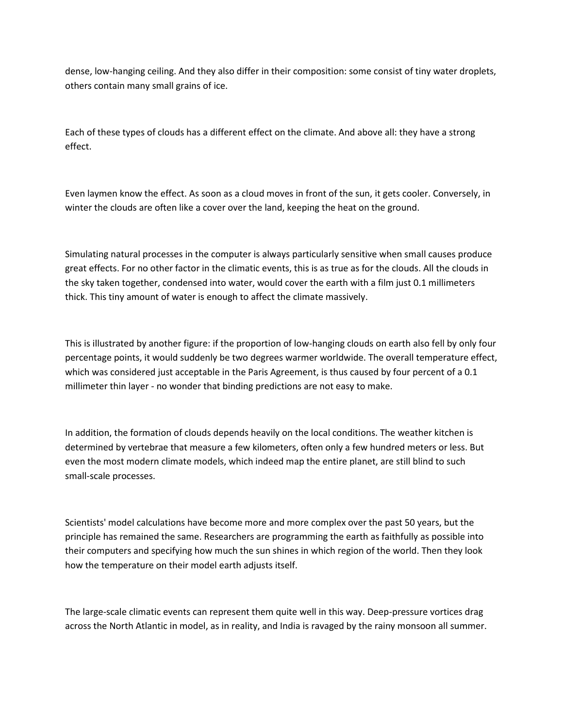dense, low-hanging ceiling. And they also differ in their composition: some consist of tiny water droplets, others contain many small grains of ice.

Each of these types of clouds has a different effect on the climate. And above all: they have a strong effect.

Even laymen know the effect. As soon as a cloud moves in front of the sun, it gets cooler. Conversely, in winter the clouds are often like a cover over the land, keeping the heat on the ground.

Simulating natural processes in the computer is always particularly sensitive when small causes produce great effects. For no other factor in the climatic events, this is as true as for the clouds. All the clouds in the sky taken together, condensed into water, would cover the earth with a film just 0.1 millimeters thick. This tiny amount of water is enough to affect the climate massively.

This is illustrated by another figure: if the proportion of low-hanging clouds on earth also fell by only four percentage points, it would suddenly be two degrees warmer worldwide. The overall temperature effect, which was considered just acceptable in the Paris Agreement, is thus caused by four percent of a 0.1 millimeter thin layer - no wonder that binding predictions are not easy to make.

In addition, the formation of clouds depends heavily on the local conditions. The weather kitchen is determined by vertebrae that measure a few kilometers, often only a few hundred meters or less. But even the most modern climate models, which indeed map the entire planet, are still blind to such small-scale processes.

Scientists' model calculations have become more and more complex over the past 50 years, but the principle has remained the same. Researchers are programming the earth as faithfully as possible into their computers and specifying how much the sun shines in which region of the world. Then they look how the temperature on their model earth adjusts itself.

The large-scale climatic events can represent them quite well in this way. Deep-pressure vortices drag across the North Atlantic in model, as in reality, and India is ravaged by the rainy monsoon all summer.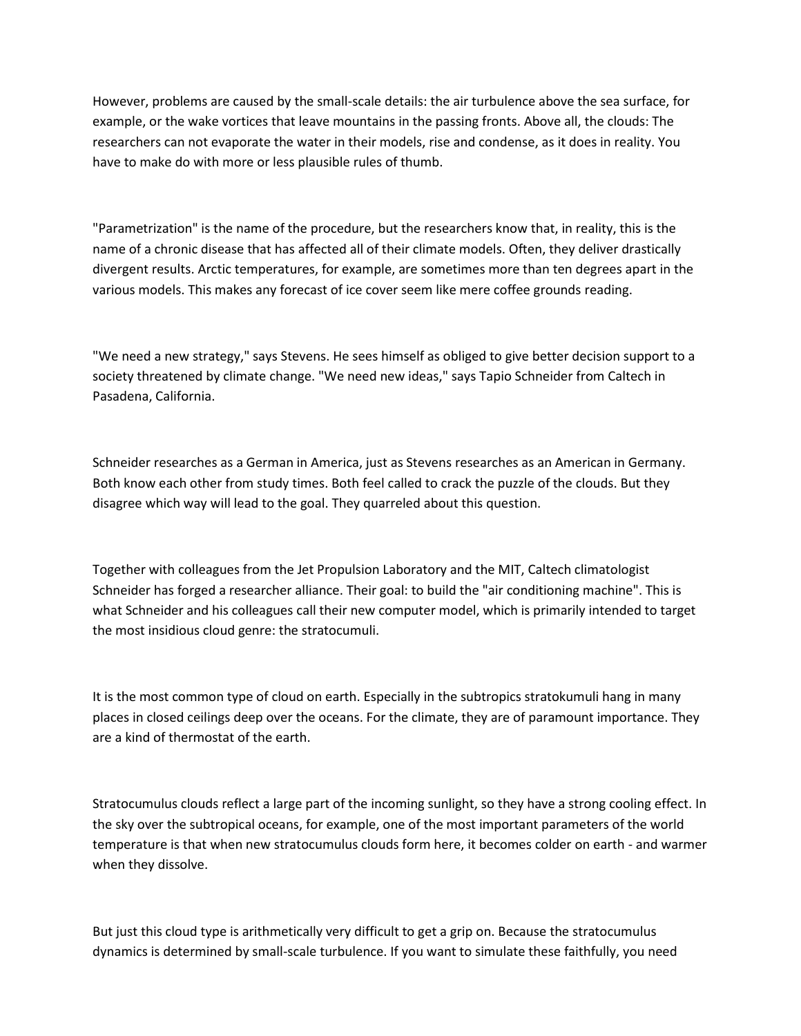However, problems are caused by the small-scale details: the air turbulence above the sea surface, for example, or the wake vortices that leave mountains in the passing fronts. Above all, the clouds: The researchers can not evaporate the water in their models, rise and condense, as it does in reality. You have to make do with more or less plausible rules of thumb.

"Parametrization" is the name of the procedure, but the researchers know that, in reality, this is the name of a chronic disease that has affected all of their climate models. Often, they deliver drastically divergent results. Arctic temperatures, for example, are sometimes more than ten degrees apart in the various models. This makes any forecast of ice cover seem like mere coffee grounds reading.

"We need a new strategy," says Stevens. He sees himself as obliged to give better decision support to a society threatened by climate change. "We need new ideas," says Tapio Schneider from Caltech in Pasadena, California.

Schneider researches as a German in America, just as Stevens researches as an American in Germany. Both know each other from study times. Both feel called to crack the puzzle of the clouds. But they disagree which way will lead to the goal. They quarreled about this question.

Together with colleagues from the Jet Propulsion Laboratory and the MIT, Caltech climatologist Schneider has forged a researcher alliance. Their goal: to build the "air conditioning machine". This is what Schneider and his colleagues call their new computer model, which is primarily intended to target the most insidious cloud genre: the stratocumuli.

It is the most common type of cloud on earth. Especially in the subtropics stratokumuli hang in many places in closed ceilings deep over the oceans. For the climate, they are of paramount importance. They are a kind of thermostat of the earth.

Stratocumulus clouds reflect a large part of the incoming sunlight, so they have a strong cooling effect. In the sky over the subtropical oceans, for example, one of the most important parameters of the world temperature is that when new stratocumulus clouds form here, it becomes colder on earth - and warmer when they dissolve.

But just this cloud type is arithmetically very difficult to get a grip on. Because the stratocumulus dynamics is determined by small-scale turbulence. If you want to simulate these faithfully, you need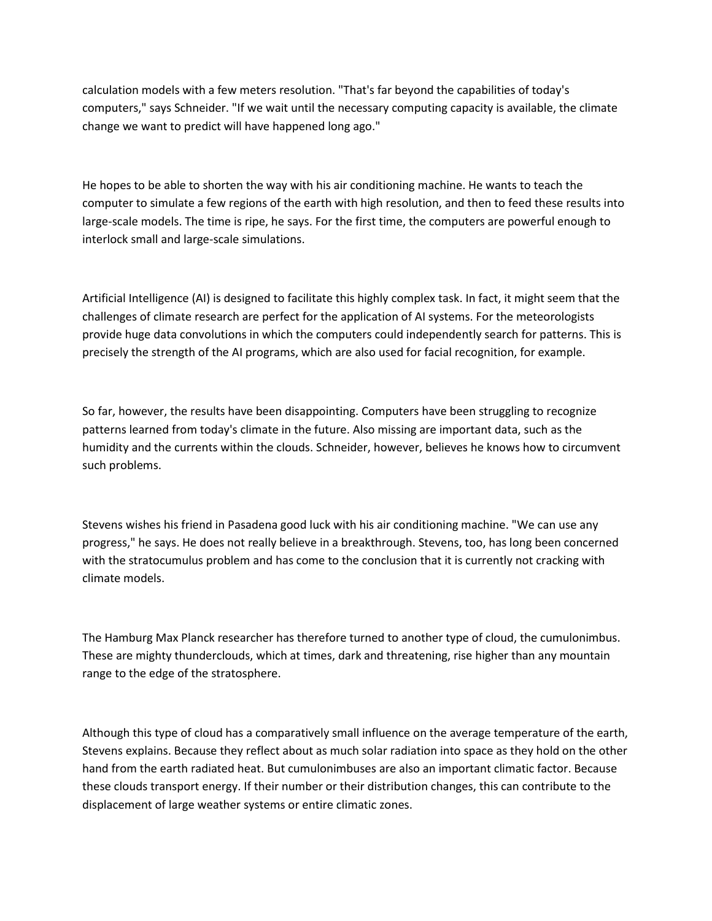calculation models with a few meters resolution. "That's far beyond the capabilities of today's computers," says Schneider. "If we wait until the necessary computing capacity is available, the climate change we want to predict will have happened long ago."

He hopes to be able to shorten the way with his air conditioning machine. He wants to teach the computer to simulate a few regions of the earth with high resolution, and then to feed these results into large-scale models. The time is ripe, he says. For the first time, the computers are powerful enough to interlock small and large-scale simulations.

Artificial Intelligence (AI) is designed to facilitate this highly complex task. In fact, it might seem that the challenges of climate research are perfect for the application of AI systems. For the meteorologists provide huge data convolutions in which the computers could independently search for patterns. This is precisely the strength of the AI programs, which are also used for facial recognition, for example.

So far, however, the results have been disappointing. Computers have been struggling to recognize patterns learned from today's climate in the future. Also missing are important data, such as the humidity and the currents within the clouds. Schneider, however, believes he knows how to circumvent such problems.

Stevens wishes his friend in Pasadena good luck with his air conditioning machine. "We can use any progress," he says. He does not really believe in a breakthrough. Stevens, too, has long been concerned with the stratocumulus problem and has come to the conclusion that it is currently not cracking with climate models.

The Hamburg Max Planck researcher has therefore turned to another type of cloud, the cumulonimbus. These are mighty thunderclouds, which at times, dark and threatening, rise higher than any mountain range to the edge of the stratosphere.

Although this type of cloud has a comparatively small influence on the average temperature of the earth, Stevens explains. Because they reflect about as much solar radiation into space as they hold on the other hand from the earth radiated heat. But cumulonimbuses are also an important climatic factor. Because these clouds transport energy. If their number or their distribution changes, this can contribute to the displacement of large weather systems or entire climatic zones.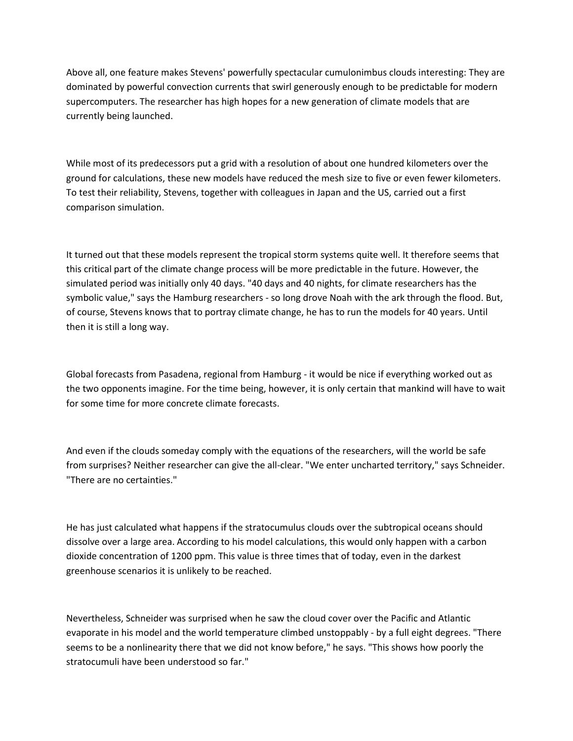Above all, one feature makes Stevens' powerfully spectacular cumulonimbus clouds interesting: They are dominated by powerful convection currents that swirl generously enough to be predictable for modern supercomputers. The researcher has high hopes for a new generation of climate models that are currently being launched.

While most of its predecessors put a grid with a resolution of about one hundred kilometers over the ground for calculations, these new models have reduced the mesh size to five or even fewer kilometers. To test their reliability, Stevens, together with colleagues in Japan and the US, carried out a first comparison simulation.

It turned out that these models represent the tropical storm systems quite well. It therefore seems that this critical part of the climate change process will be more predictable in the future. However, the simulated period was initially only 40 days. "40 days and 40 nights, for climate researchers has the symbolic value," says the Hamburg researchers - so long drove Noah with the ark through the flood. But, of course, Stevens knows that to portray climate change, he has to run the models for 40 years. Until then it is still a long way.

Global forecasts from Pasadena, regional from Hamburg - it would be nice if everything worked out as the two opponents imagine. For the time being, however, it is only certain that mankind will have to wait for some time for more concrete climate forecasts.

And even if the clouds someday comply with the equations of the researchers, will the world be safe from surprises? Neither researcher can give the all-clear. "We enter uncharted territory," says Schneider. "There are no certainties."

He has just calculated what happens if the stratocumulus clouds over the subtropical oceans should dissolve over a large area. According to his model calculations, this would only happen with a carbon dioxide concentration of 1200 ppm. This value is three times that of today, even in the darkest greenhouse scenarios it is unlikely to be reached.

Nevertheless, Schneider was surprised when he saw the cloud cover over the Pacific and Atlantic evaporate in his model and the world temperature climbed unstoppably - by a full eight degrees. "There seems to be a nonlinearity there that we did not know before," he says. "This shows how poorly the stratocumuli have been understood so far."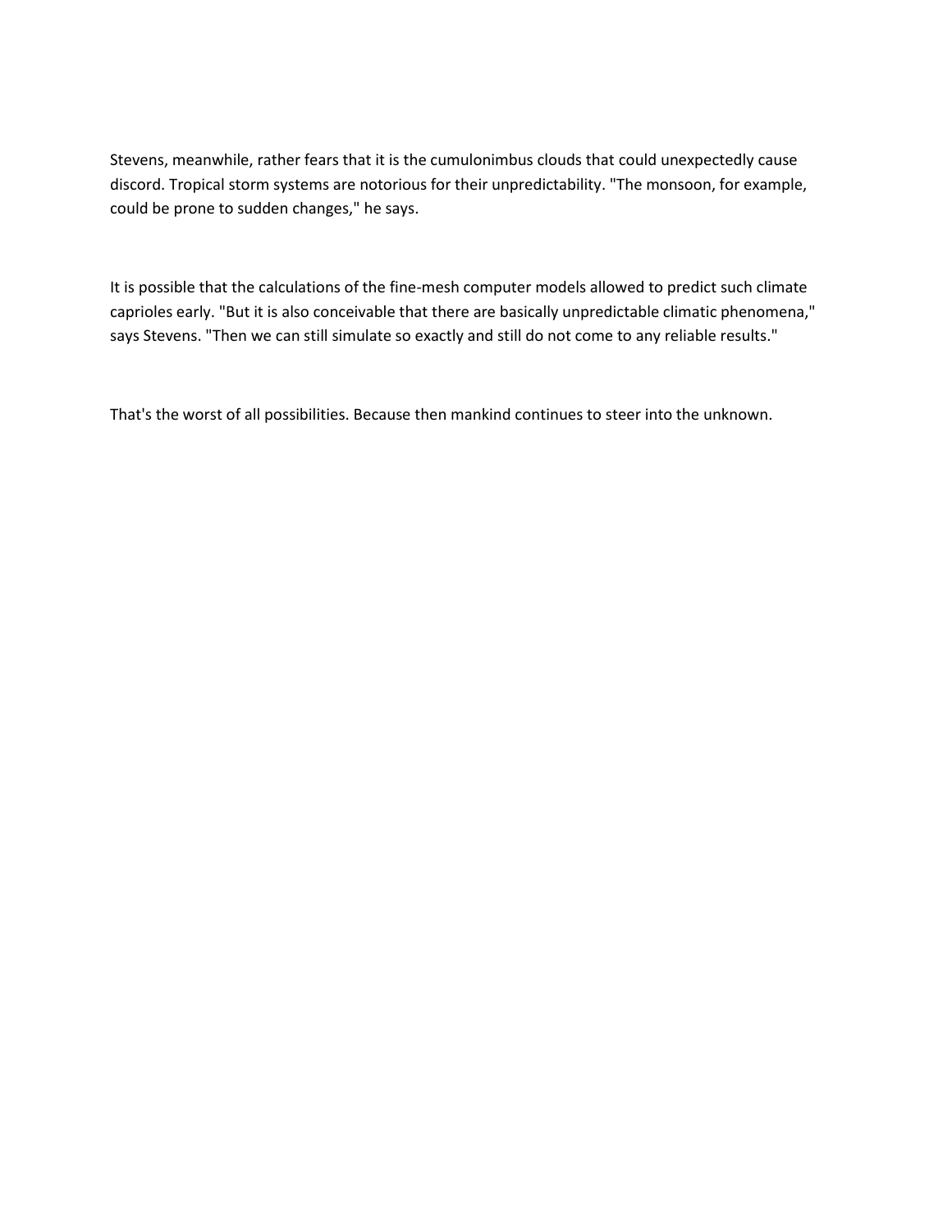Stevens, meanwhile, rather fears that it is the cumulonimbus clouds that could unexpectedly cause discord. Tropical storm systems are notorious for their unpredictability. "The monsoon, for example, could be prone to sudden changes," he says.

It is possible that the calculations of the fine-mesh computer models allowed to predict such climate caprioles early. "But it is also conceivable that there are basically unpredictable climatic phenomena," says Stevens. "Then we can still simulate so exactly and still do not come to any reliable results."

That's the worst of all possibilities. Because then mankind continues to steer into the unknown.